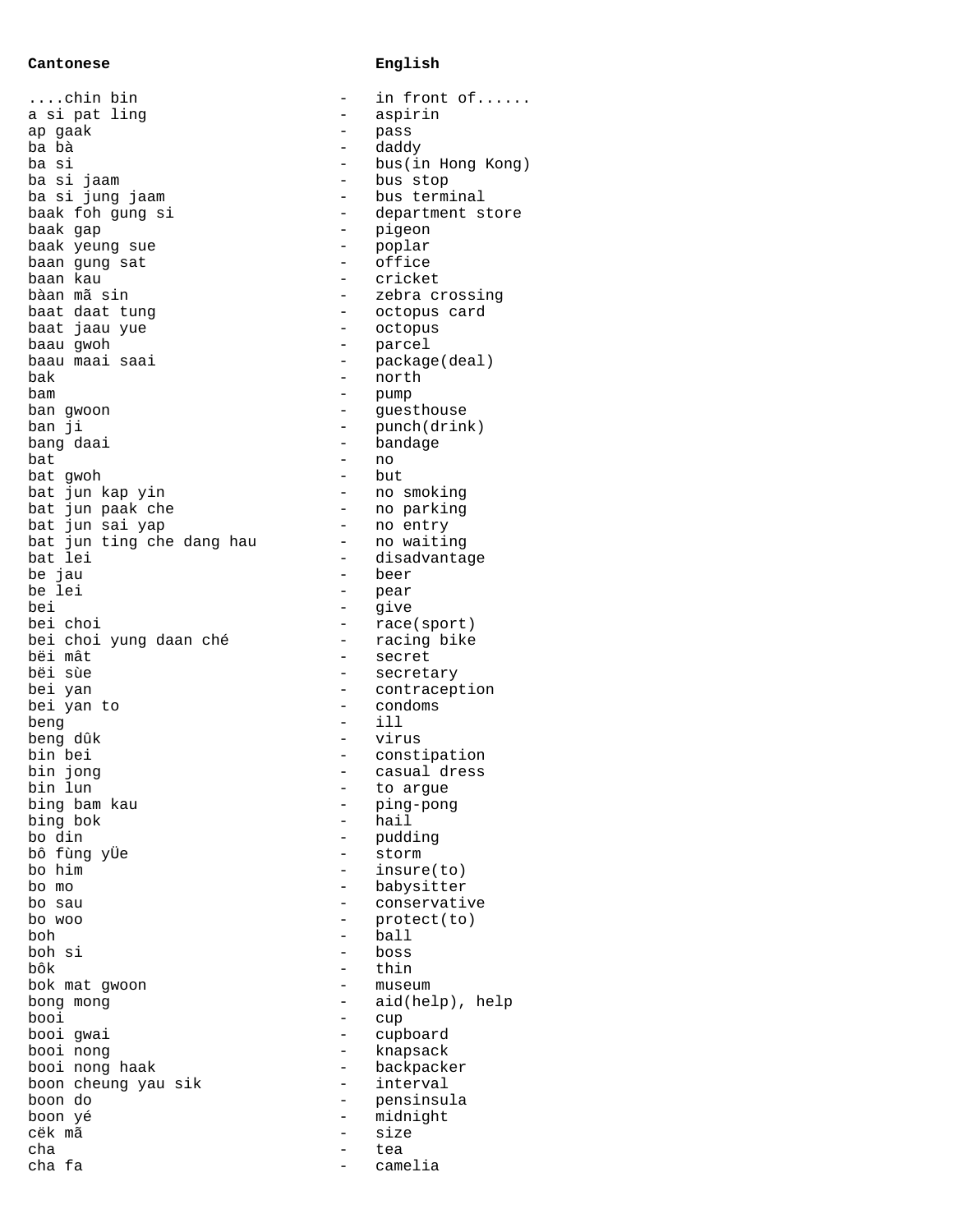| Cantonese | | English |
|---|---|---|
| ....chin bin | - | in front of...... |
| a si pat ling | - | aspirin |
| ap gaak | - | pass |
| ba bà | - | daddy |
| ba si | - | bus(in Hong Kong) |
| ba si jaam | - | bus stop |
| ba si jung jaam | - | bus terminal |
| baak foh gung si | - | department store |
| baak gap | - | pigeon |
| baak yeung sue | - | poplar |
| baan gung sat | - | office |
| baan kau | - | cricket |
| bàan mã sin | - | zebra crossing |
| baat daat tung | - | octopus card |
| baat jaau yue | - | octopus |
| baau gwoh | - | parcel |
| baau maai saai | - | package(deal) |
| bak | - | north |
| bam | - | pump |
| ban gwoon | - | guesthouse |
| ban ji | - | punch(drink) |
| bang daai | - | bandage |
| bat | - | no |
| bat gwoh | - | but |
| bat jun kap yin | - | no smoking |
| bat jun paak che | - | no parking |
| bat jun sai yap | - | no entry |
| bat jun ting che dang hau | - | no waiting |
| bat lei | - | disadvantage |
| be jau | - | beer |
| be lei | - | pear |
| bei | - | give |
| bei choi | - | race(sport) |
| bei choi yung daan ché | - | racing bike |
| bëi mât | - | secret |
| bëi sùe | - | secretary |
| bei yan | - | contraception |
| bei yan to | - | condoms |
| beng | - | ill |
| beng dûk | - | virus |
| bin bei | - | constipation |
| bin jong | - | casual dress |
| bin lun | - | to argue |
| bing bam kau | - | ping-pong |
| bing bok | - | hail |
| bo din | - | pudding |
| bô fùng yÜe | - | storm |
| bo him | - | insure(to) |
| bo mo | - | babysitter |
| bo sau | - | conservative |
| bo woo | - | protect(to) |
| boh | - | ball |
| boh si | - | boss |
| bôk | - | thin |
| bok mat gwoon | - | museum |
| bong mong | - | aid(help), help |
| booi | - | cup |
| booi gwai | - | cupboard |
| booi nong | - | knapsack |
| booi nong haak | - | backpacker |
| boon cheung yau sik | - | interval |
| boon do | - | pensinsula |
| boon yé | - | midnight |
| cëk mã | - | size |
| cha | - | tea |
| cha fa | - | camelia |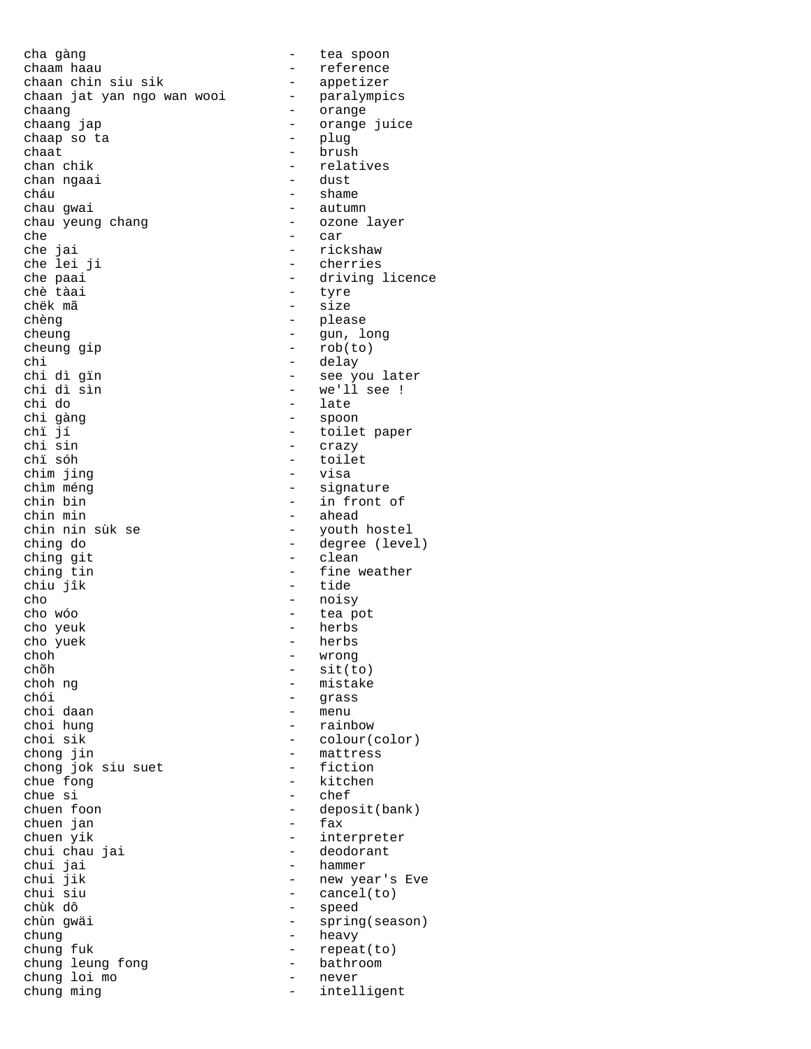cha gàng - tea spoon
chaam haau - reference
chaan chin siu sik - appetizer
chaan jat yan ngo wan wooi - paralympics
chaang - orange
chaang jap - orange juice
chaap so ta - plug
chaat - brush
chan chik - relatives
chan ngaai - dust
cháu - shame
chau gwai - autumn
chau yeung chang - ozone layer
che - car
che jai - rickshaw
che lei ji - cherries
che paai - driving licence
chè tàai - tyre
chëk mã - size
chèng - please
cheung - gun, long
cheung gip - rob(to)
chi - delay
chi dì gïn - see you later
chi dì sìn - we'll see !
chi do - late
chi gàng - spoon
chï jí - toilet paper
chi sin - crazy
chï sóh - toilet
chim jing - visa
chìm méng - signature
chin bin - in front of
chin min - ahead
chin nin sùk se - youth hostel
ching do - degree (level)
ching git - clean
ching tin - fine weather
chiu jîk - tide
cho - noisy
cho wóo - tea pot
cho yeuk - herbs
cho yuek - herbs
choh - wrong
chõh - sit(to)
choh ng - mistake
chói - grass
choi daan - menu
choi hung - rainbow
choi sik - colour(color)
chong jin - mattress
chong jok siu suet - fiction
chue fong - kitchen
chue si - chef
chuen foon - deposit(bank)
chuen jan - fax
chuen yik - interpreter
chui chau jai - deodorant
chui jai - hammer
chui jik - new year's Eve
chui siu - cancel(to)
chùk dô - speed
chùn gwäi - spring(season)
chung - heavy
chung fuk - repeat(to)
chung leung fong - bathroom
chung loi mo - never
chung ming - intelligent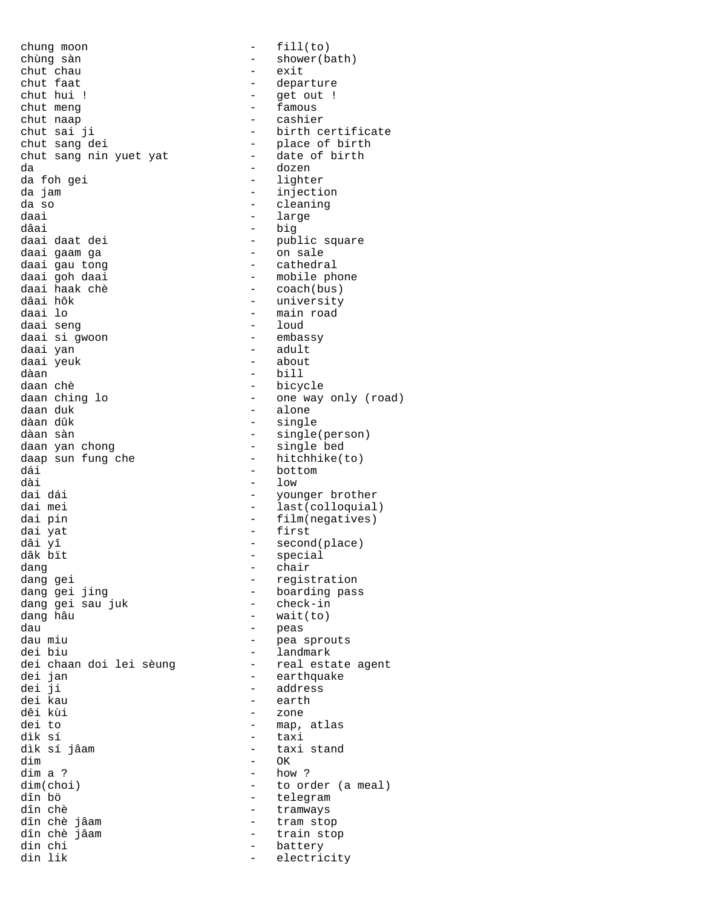chung moon - fill(to)
chùng sàn - shower(bath)
chut chau - exit
chut faat - departure
chut hui ! - get out !
chut meng - famous
chut naap - cashier
chut sai ji - birth certificate
chut sang dei - place of birth
chut sang nin yuet yat - date of birth
da - dozen
da foh gei - lighter
da jam - injection
da so - cleaning
daai - large
dâai - big
daai daat dei - public square
daai gaam ga - on sale
daai gau tong - cathedral
daai goh daai - mobile phone
daai haak chè - coach(bus)
dâai hôk - university
daai lo - main road
daai seng - loud
daai si gwoon - embassy
daai yan - adult
daai yeuk - about
dàan - bill
daan chè - bicycle
daan ching lo - one way only (road)
daan duk - alone
dàan dûk - single
dàan sàn - single(person)
daan yan chong - single bed
daap sun fung che - hitchhike(to)
dái - bottom
dài - low
dai dái - younger brother
dai mei - last(colloquial)
dai pin - film(negatives)
dai yat - first
dâi yî - second(place)
dâk bït - special
dang - chair
dang gei - registration
dang gei jing - boarding pass
dang gei sau juk - check-in
dang hâu - wait(to)
dau - peas
dau miu - pea sprouts
dei biu - landmark
dei chaan doi lei sèung - real estate agent
dei jan - earthquake
dei ji - address
dei kau - earth
dêi kùi - zone
dei to - map, atlas
dìk sí - taxi
dìk sí jâam - taxi stand
dim - OK
dim a ? - how ?
dim(choi) - to order (a meal)
dîn bö - telegram
dîn chè - tramways
dîn chè jâam - tram stop
dîn chè jâam - train stop
din chi - battery
din lik - electricity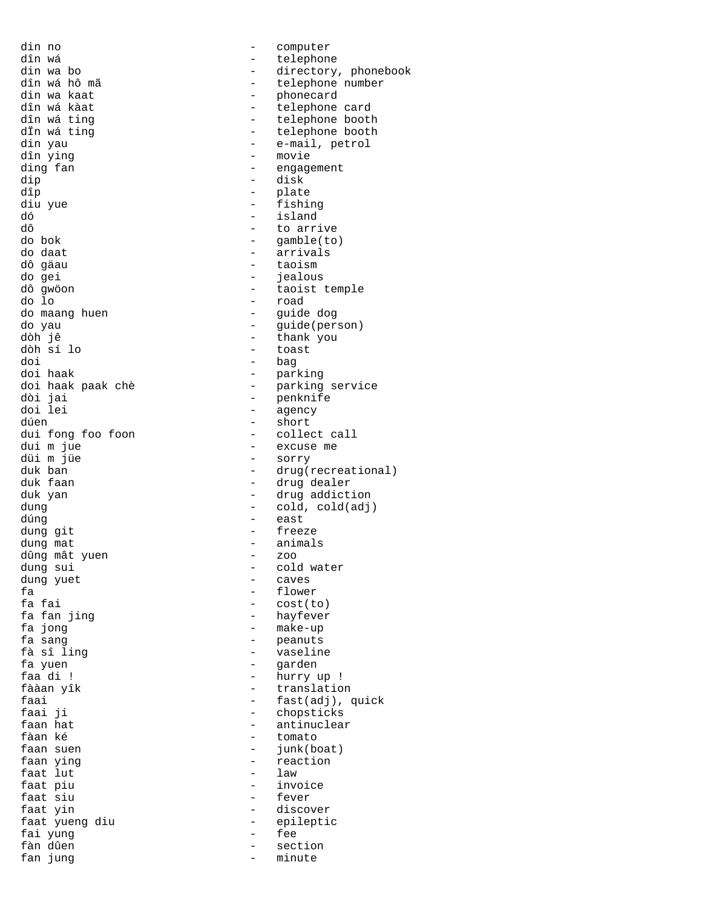din no - computer
dîn wá - telephone
din wa bo - directory, phonebook
dîn wá hô mã - telephone number
din wa kaat - phonecard
dîn wá kàat - telephone card
dîn wá ting - telephone booth
dĭn wá ting - telephone booth
din yau - e-mail, petrol
dîn ying - movie
ding fan - engagement
dip - disk
dîp - plate
diu yue - fishing
dó - island
dô - to arrive
do bok - gamble(to)
do daat - arrivals
dô gäau - taoism
do gei - jealous
dô gwöon - taoist temple
do lo - road
do maang huen - guide dog
do yau - guide(person)
dòh jê - thank you
dòh sí lo - toast
doi - bag
doi haak - parking
doi haak paak chè - parking service
dòi jai - penknife
doi lei - agency
dúen - short
dui fong foo foon - collect call
dui m jue - excuse me
düi m jüe - sorry
duk ban - drug(recreational)
duk faan - drug dealer
duk yan - drug addiction
dung - cold, cold(adj)
dúng - east
dung git - freeze
dung mat - animals
dûng mât yuen - zoo
dung sui - cold water
dung yuet - caves
fa - flower
fa fai - cost(to)
fa fan jing - hayfever
fa jong - make-up
fa sang - peanuts
fà sî ling - vaseline
fa yuen - garden
faa di ! - hurry up !
fààan yîk - translation
faai - fast(adj), quick
faai ji - chopsticks
faan hat - antinuclear
fàan ké - tomato
faan suen - junk(boat)
faan ying - reaction
faat lut - law
faat piu - invoice
faat siu - fever
faat yin - discover
faat yueng diu - epileptic
fai yung - fee
fàn dûen - section
fan jung - minute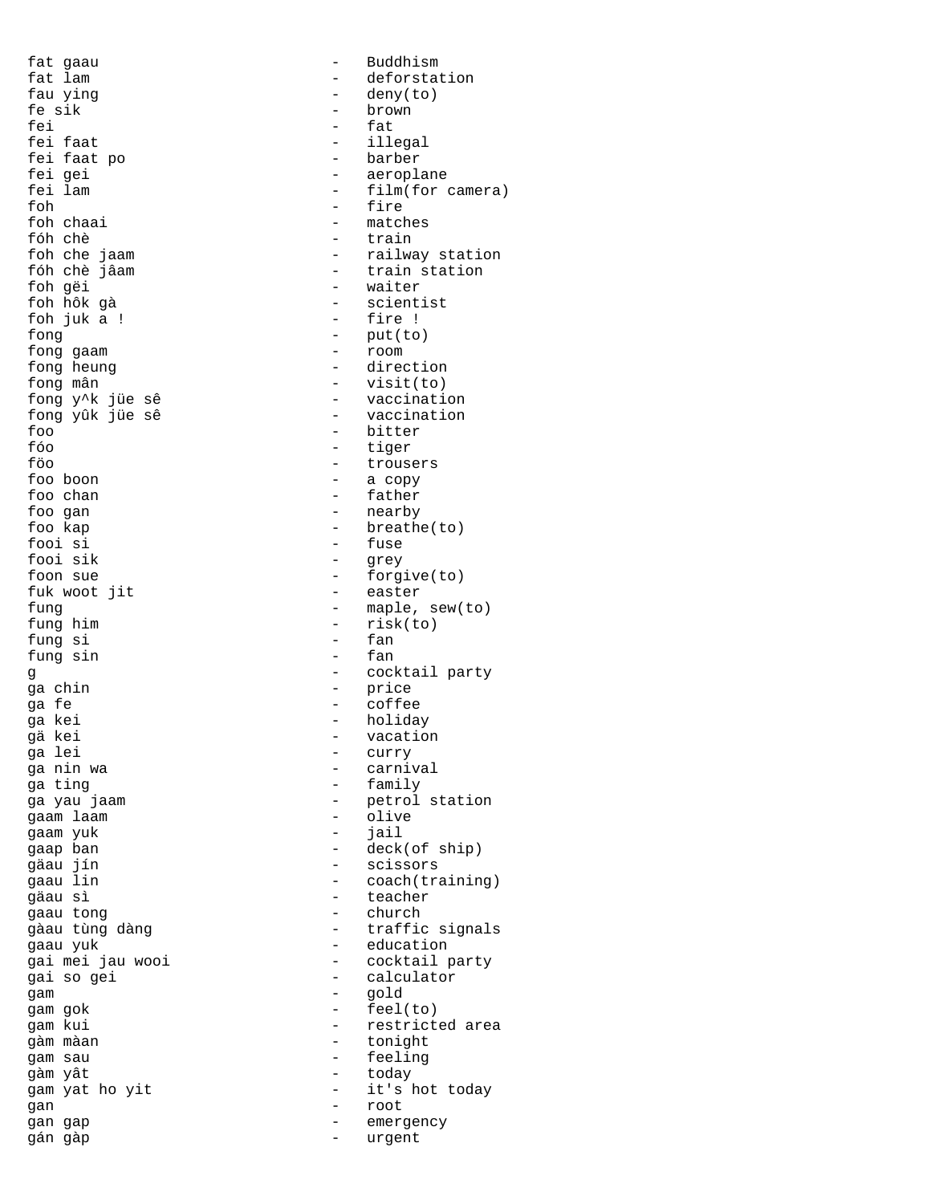fat gaau - Buddhism
fat lam - deforstation
fau ying - deny(to)
fe sik - brown
fei - fat
fei faat - illegal
fei faat po - barber
fei gei - aeroplane
fei lam - film(for camera)
foh - fire
foh chaai - matches
fóh chè - train
foh che jaam - railway station
fóh chè jâam - train station
foh gëi - waiter
foh hôk gà - scientist
foh juk a ! - fire !
fong - put(to)
fong gaam - room
fong heung - direction
fong mân - visit(to)
fong y^k jüe sê - vaccination
fong yûk jüe sê - vaccination
foo - bitter
fóo - tiger
föo - trousers
foo boon - a copy
foo chan - father
foo gan - nearby
foo kap - breathe(to)
fooi si - fuse
fooi sik - grey
foon sue - forgive(to)
fuk woot jit - easter
fung - maple, sew(to)
fung him - risk(to)
fung si - fan
fung sin - fan
g - cocktail party
ga chin - price
ga fe - coffee
ga kei - holiday
gä kei - vacation
ga lei - curry
ga nin wa - carnival
ga ting - family
ga yau jaam - petrol station
gaam laam - olive
gaam yuk - jail
gaap ban - deck(of ship)
gäau jín - scissors
gaau lin - coach(training)
gäau sì - teacher
gaau tong - church
gàau tùng dàng - traffic signals
gaau yuk - education
gai mei jau wooi - cocktail party
gai so gei - calculator
gam - gold
gam gok - feel(to)
gam kui - restricted area
gàm màan - tonight
gam sau - feeling
gàm yât - today
gam yat ho yit - it's hot today
gan - root
gan gap - emergency
gán gàp - urgent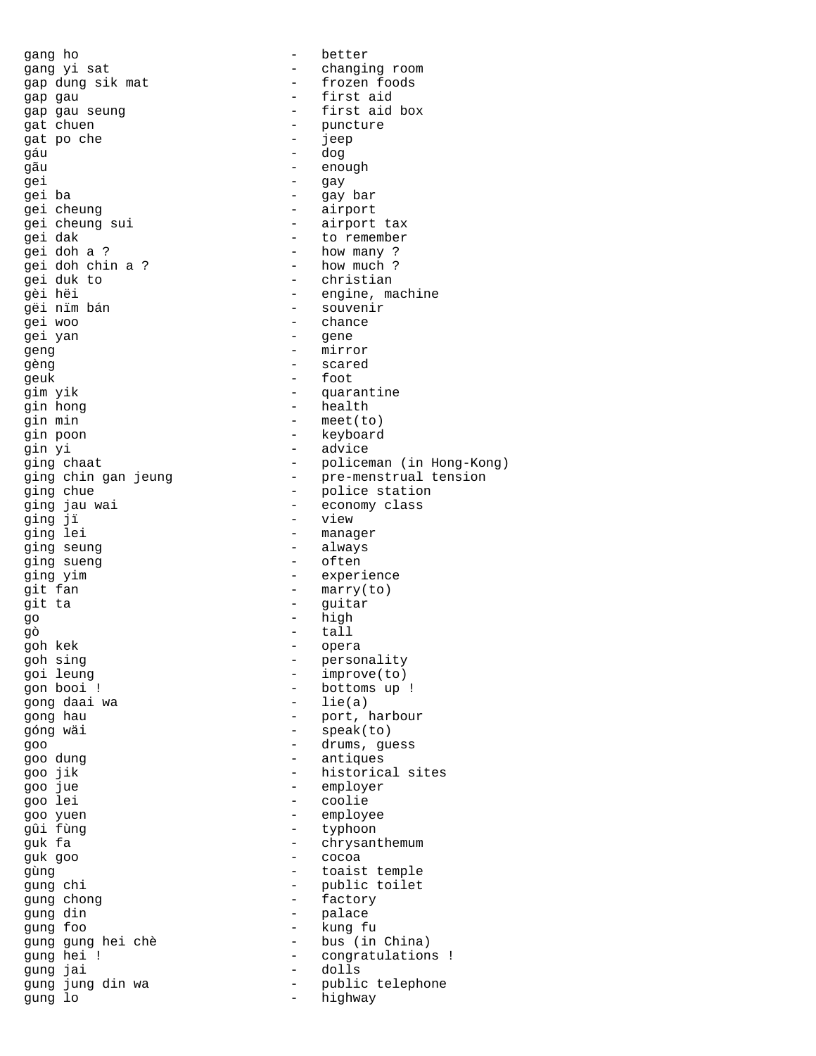gang ho - better
gang yi sat - changing room
gap dung sik mat - frozen foods
gap gau - first aid
gap gau seung - first aid box
gat chuen - puncture
gat po che - jeep
gáu - dog
gãu - enough
gei - gay
gei ba - gay bar
gei cheung - airport
gei cheung sui - airport tax
gei dak - to remember
gei doh a ? - how many ?
gei doh chin a ? - how much ?
gei duk to - christian
gèi hëi - engine, machine
gëi nïm bán - souvenir
gei woo - chance
gei yan - gene
geng - mirror
gèng - scared
geuk - foot
gim yik - quarantine
gin hong - health
gin min - meet(to)
gin poon - keyboard
gin yi - advice
ging chaat - policeman (in Hong-Kong)
ging chin gan jeung - pre-menstrual tension
ging chue - police station
ging jau wai - economy class
ging jï - view
ging lei - manager
ging seung - always
ging sueng - often
ging yim - experience
git fan - marry(to)
git ta - guitar
go - high
gò - tall
goh kek - opera
goh sing - personality
goi leung - improve(to)
gon booi ! - bottoms up !
gong daai wa - lie(a)
gong hau - port, harbour
góng wäi - speak(to)
goo - drums, guess
goo dung - antiques
goo jik - historical sites
goo jue - employer
goo lei - coolie
goo yuen - employee
gûi fùng - typhoon
guk fa - chrysanthemum
guk goo - cocoa
gùng - toaist temple
gung chi - public toilet
gung chong - factory
gung din - palace
gung foo - kung fu
gung gung hei chè - bus (in China)
gung hei ! - congratulations !
gung jai - dolls
gung jung din wa - public telephone
gung lo - highway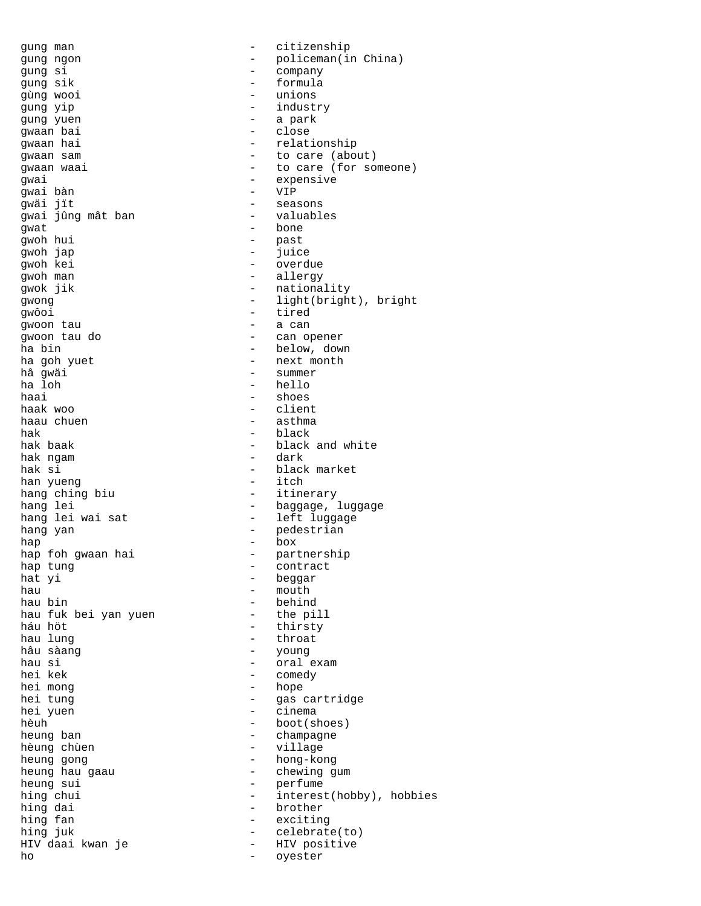gung man - citizenship
gung ngon - policeman(in China)
gung si - company
gung sik - formula
gùng wooi - unions
gung yip - industry
gung yuen - a park
gwaan bai - close
gwaan hai - relationship
gwaan sam - to care (about)
gwaan waai - to care (for someone)
gwai - expensive
gwai bàn - VIP
gwäi jït - seasons
gwai jûng mât ban - valuables
gwat - bone
gwoh hui - past
gwoh jap - juice
gwoh kei - overdue
gwoh man - allergy
gwok jik - nationality
gwong - light(bright), bright
gwôoi - tired
gwoon tau - a can
gwoon tau do - can opener
ha bin - below, down
ha goh yuet - next month
hâ gwäi - summer
ha loh - hello
haai - shoes
haak woo - client
haau chuen - asthma
hak - black
hak baak - black and white
hak ngam - dark
hak si - black market
han yueng - itch
hang ching biu - itinerary
hang lei - baggage, luggage
hang lei wai sat - left luggage
hang yan - pedestrian
hap - box
hap foh gwaan hai - partnership
hap tung - contract
hat yi - beggar
hau - mouth
hau bin - behind
hau fuk bei yan yuen - the pill
háu höt - thirsty
hau lung - throat
hâu sàang - young
hau si - oral exam
hei kek - comedy
hei mong - hope
hei tung - gas cartridge
hei yuen - cinema
hèuh - boot(shoes)
heung ban - champagne
hèung chùen - village
heung gong - hong-kong
heung hau gaau - chewing gum
heung sui - perfume
hing chui - interest(hobby), hobbies
hing dai - brother
hing fan - exciting
hing juk - celebrate(to)
HIV daai kwan je - HIV positive
ho - oyester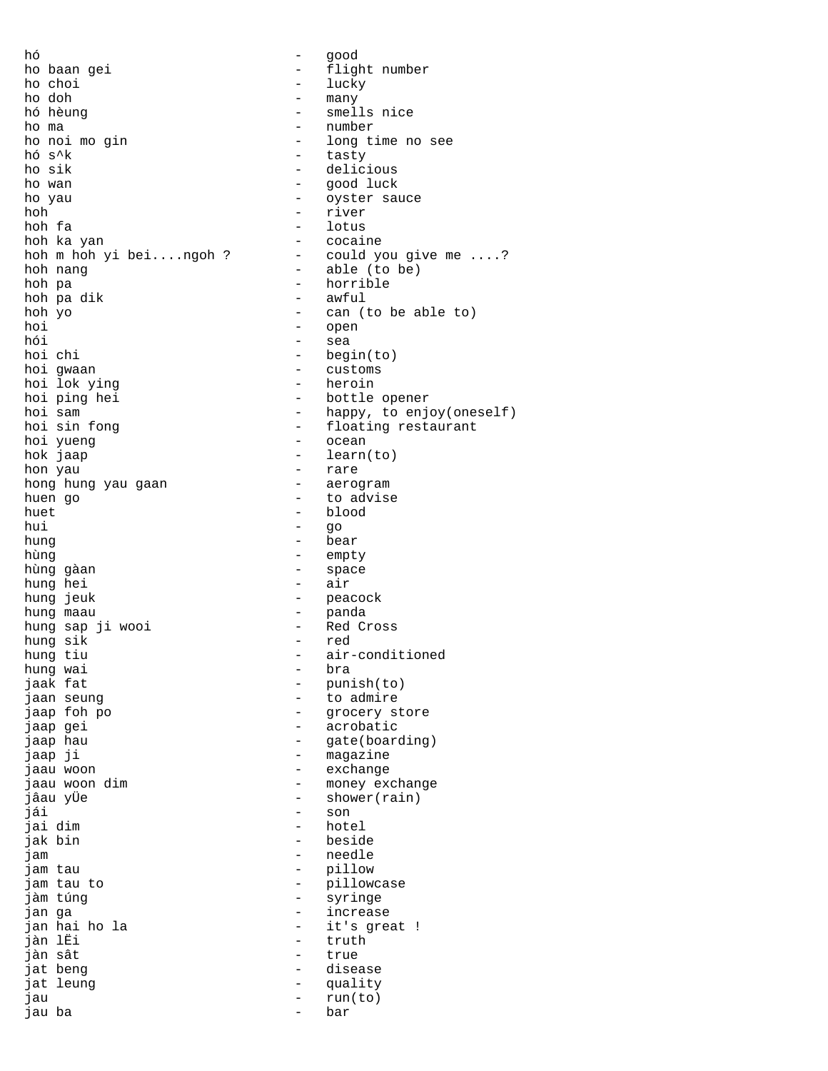hó - good
ho baan gei - flight number
ho choi - lucky
ho doh - many
hó hèung - smells nice
ho ma - number
ho noi mo gin - long time no see
hó s^k - tasty
ho sik - delicious
ho wan - good luck
ho yau - oyster sauce
hoh - river
hoh fa - lotus
hoh ka yan - cocaine
hoh m hoh yi bei....ngoh ? - could you give me ....?
hoh nang - able (to be)
hoh pa - horrible
hoh pa dik - awful
hoh yo - can (to be able to)
hoi - open
hói - sea
hoi chi - begin(to)
hoi gwaan - customs
hoi lok ying - heroin
hoi ping hei - bottle opener
hoi sam - happy, to enjoy(oneself)
hoi sin fong - floating restaurant
hoi yueng - ocean
hok jaap - learn(to)
hon yau - rare
hong hung yau gaan - aerogram
huen go - to advise
huet - blood
hui - go
hung - bear
hùng - empty
hùng gàan - space
hung hei - air
hung jeuk - peacock
hung maau - panda
hung sap ji wooi - Red Cross
hung sik - red
hung tiu - air-conditioned
hung wai - bra
jaak fat - punish(to)
jaan seung - to admire
jaap foh po - grocery store
jaap gei - acrobatic
jaap hau - gate(boarding)
jaap ji - magazine
jaau woon - exchange
jaau woon dim - money exchange
jâau yÜe - shower(rain)
jái - son
jai dim - hotel
jak bin - beside
jam - needle
jam tau - pillow
jam tau to - pillowcase
jàm túng - syringe
jan ga - increase
jan hai ho la - it's great !
jàn lËi - truth
jàn sât - true
jat beng - disease
jat leung - quality
jau - run(to)
jau ba - bar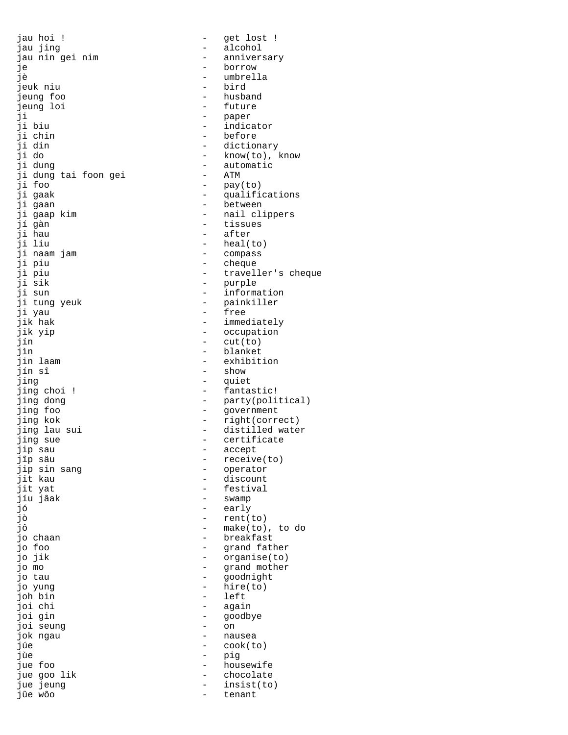jau hoi ! - get lost !
jau jing - alcohol
jau nin gei nim - anniversary
je - borrow
jè - umbrella
jeuk niu - bird
jeung foo - husband
jeung loi - future
ji - paper
ji biu - indicator
ji chin - before
ji din - dictionary
ji do - know(to), know
ji dung - automatic
ji dung tai foon gei - ATM
ji foo - pay(to)
ji gaak - qualifications
ji gaan - between
ji gaap kim - nail clippers
jí gàn - tissues
ji hau - after
ji liu - heal(to)
ji naam jam - compass
ji piu - cheque
jì piu - traveller's cheque
ji sik - purple
ji sun - information
ji tung yeuk - painkiller
ji yau - free
jik hak - immediately
jik yip - occupation
jín - cut(to)
jìn - blanket
jin laam - exhibition
jín sî - show
jing - quiet
jing choi ! - fantastic!
jing dong - party(political)
jing foo - government
jing kok - right(correct)
jing lau sui - distilled water
jing sue - certificate
jip sau - accept
jîp säu - receive(to)
jip sin sang - operator
jit kau - discount
jit yat - festival
jíu jâak - swamp
jó - early
jò - rent(to)
jô - make(to), to do
jo chaan - breakfast
jo foo - grand father
jo jik - organise(to)
jo mo - grand mother
jo tau - goodnight
jo yung - hire(to)
joh bin - left
joi chi - again
joi gin - goodbye
joi seung - on
jok ngau - nausea
júe - cook(to)
jùe - pig
jue foo - housewife
jue goo lik - chocolate
jue jeung - insist(to)
jûe wôo - tenant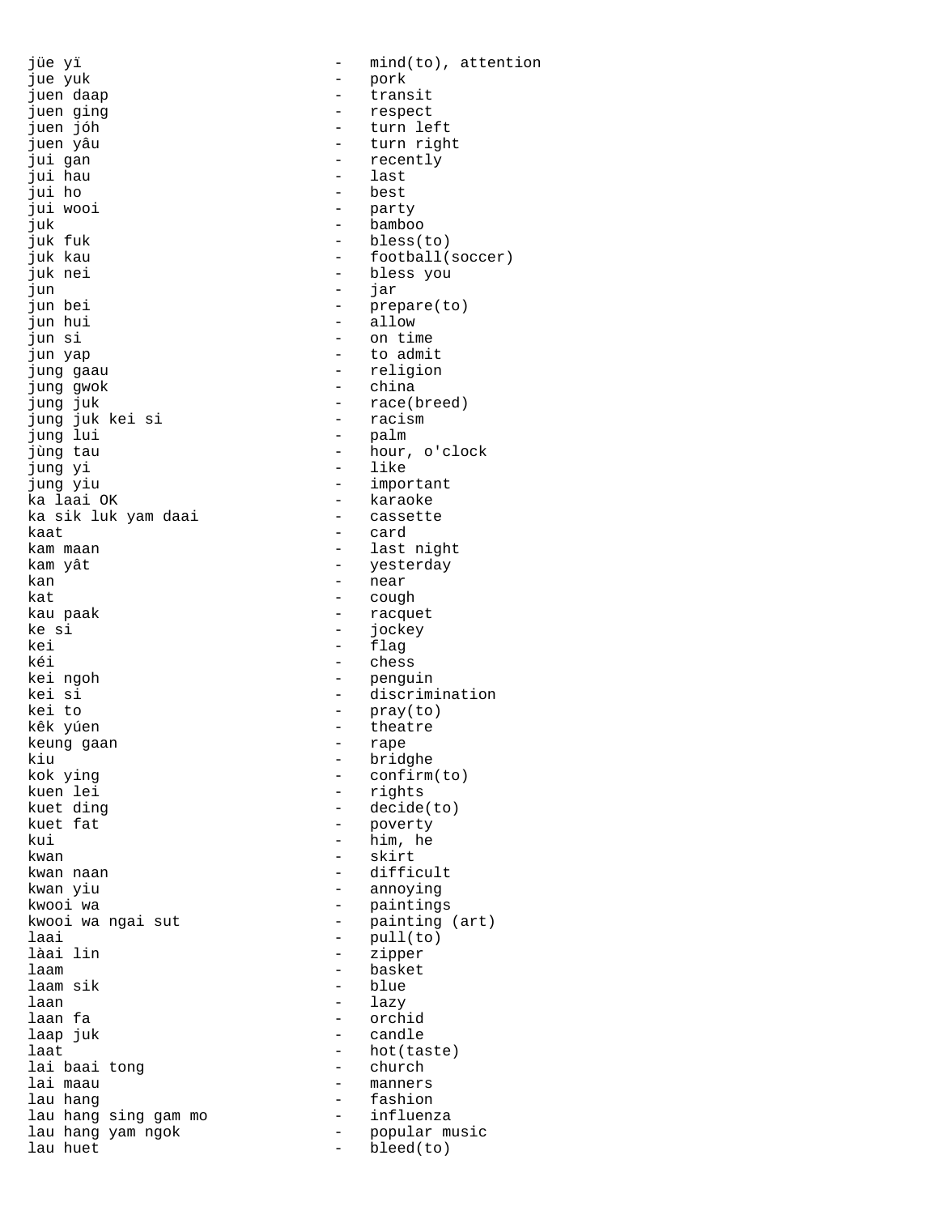jüe yï - mind(to), attention
jue yuk - pork
juen daap - transit
juen ging - respect
juen jóh - turn left
juen yâu - turn right
jui gan - recently
jui hau - last
jui ho - best
jui wooi - party
juk - bamboo
juk fuk - bless(to)
juk kau - football(soccer)
juk nei - bless you
jun - jar
jun bei - prepare(to)
jun hui - allow
jun si - on time
jun yap - to admit
jung gaau - religion
jung gwok - china
jung juk - race(breed)
jung juk kei si - racism
jung lui - palm
jùng tau - hour, o'clock
jung yi - like
jung yiu - important
ka laai OK - karaoke
ka sik luk yam daai - cassette
kaat - card
kam maan - last night
kam yât - yesterday
kan - near
kat - cough
kau paak - racquet
ke si - jockey
kei - flag
kéi - chess
kei ngoh - penguin
kei si - discrimination
kei to - pray(to)
kêk yúen - theatre
keung gaan - rape
kiu - bridghe
kok ying - confirm(to)
kuen lei - rights
kuet ding - decide(to)
kuet fat - poverty
kui - him, he
kwan - skirt
kwan naan - difficult
kwan yiu - annoying
kwooi wa - paintings
kwooi wa ngai sut - painting (art)
laai - pull(to)
làai lin - zipper
laam - basket
laam sik - blue
laan - lazy
laan fa - orchid
laap juk - candle
laat - hot(taste)
lai baai tong - church
lai maau - manners
lau hang - fashion
lau hang sing gam mo - influenza
lau hang yam ngok - popular music
lau huet - bleed(to)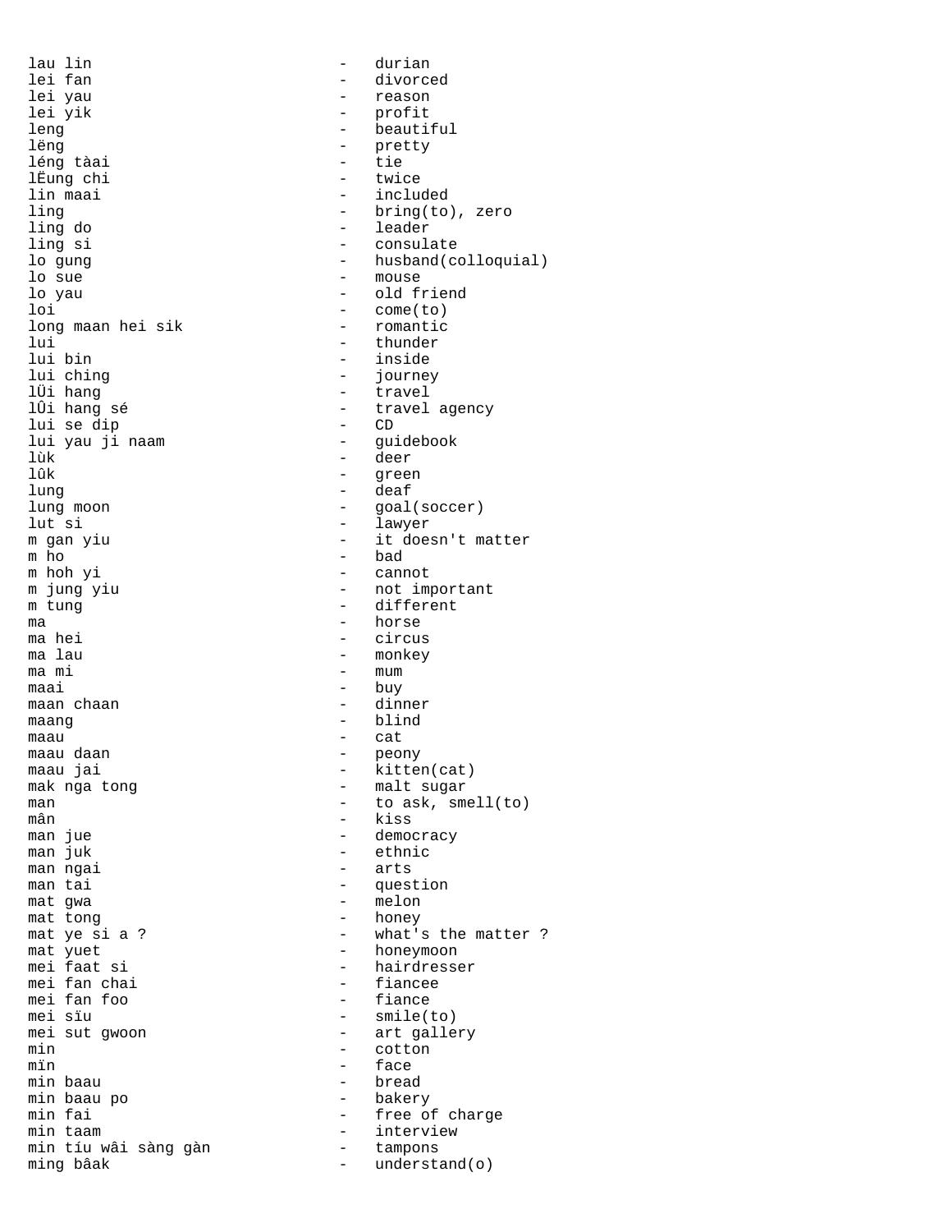lau lin - durian
lei fan - divorced
lei yau - reason
lei yik - profit
leng - beautiful
lëng - pretty
léng tàai - tie
lËung chi - twice
lin maai - included
ling - bring(to), zero
ling do - leader
ling si - consulate
lo gung - husband(colloquial)
lo sue - mouse
lo yau - old friend
loi - come(to)
long maan hei sik - romantic
lui - thunder
lui bin - inside
lui ching - journey
lÜi hang - travel
lÛi hang sé - travel agency
lui se dip - CD
lui yau ji naam - guidebook
lùk - deer
lûk - green
lung - deaf
lung moon - goal(soccer)
lut si - lawyer
m gan yiu - it doesn't matter
m ho - bad
m hoh yi - cannot
m jung yiu - not important
m tung - different
ma - horse
ma hei - circus
ma lau - monkey
ma mi - mum
maai - buy
maan chaan - dinner
maang - blind
maau - cat
maau daan - peony
maau jai - kitten(cat)
mak nga tong - malt sugar
man - to ask, smell(to)
mân - kiss
man jue - democracy
man juk - ethnic
man ngai - arts
man tai - question
mat gwa - melon
mat tong - honey
mat ye si a ? - what's the matter ?
mat yuet - honeymoon
mei faat si - hairdresser
mei fan chai - fiancee
mei fan foo - fiance
mei sïu - smile(to)
mei sut gwoon - art gallery
min - cotton
mïn - face
min baau - bread
min baau po - bakery
min fai - free of charge
min taam - interview
min tíu wâi sàng gàn - tampons
ming bâak - understand(o)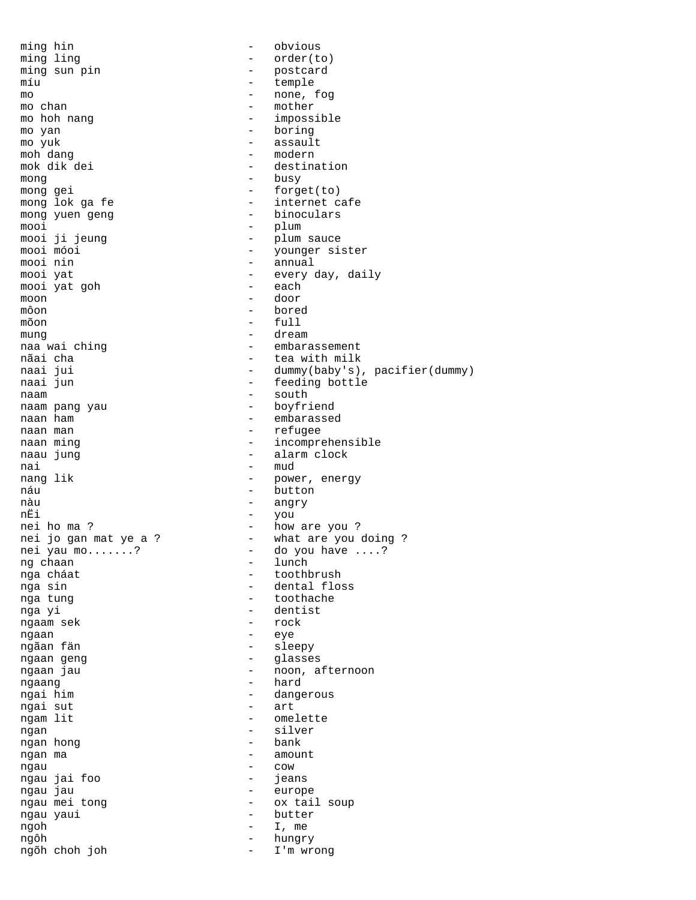ming hin - obvious
ming ling - order(to)
ming sun pin - postcard
míu - temple
mo - none, fog
mo chan - mother
mo hoh nang - impossible
mo yan - boring
mo yuk - assault
moh dang - modern
mok dik dei - destination
mong - busy
mong gei - forget(to)
mong lok ga fe - internet cafe
mong yuen geng - binoculars
mooi - plum
mooi ji jeung - plum sauce
mooi móoi - younger sister
mooi nin - annual
mooi yat - every day, daily
mooi yat goh - each
moon - door
môon - bored
mõon - full
mung - dream
naa wai ching - embarassement
nãai cha - tea with milk
naai jui - dummy(baby's), pacifier(dummy)
naai jun - feeding bottle
naam - south
naam pang yau - boyfriend
naan ham - embarassed
naan man - refugee
naan ming - incomprehensible
naau jung - alarm clock
nai - mud
nang lik - power, energy
náu - button
nàu - angry
nËi - you
nei ho ma ? - how are you ?
nei jo gan mat ye a ? - what are you doing ?
nei yau mo.......? - do you have ....?
ng chaan - lunch
nga cháat - toothbrush
nga sin - dental floss
nga tung - toothache
nga yi - dentist
ngaam sek - rock
ngaan - eye
ngãan fän - sleepy
ngaan geng - glasses
ngaan jau - noon, afternoon
ngaang - hard
ngai him - dangerous
ngai sut - art
ngam lit - omelette
ngan - silver
ngan hong - bank
ngan ma - amount
ngau - cow
ngau jai foo - jeans
ngau jau - europe
ngau mei tong - ox tail soup
ngau yaui - butter
ngoh - I, me
ngôh - hungry
ngõh choh joh - I'm wrong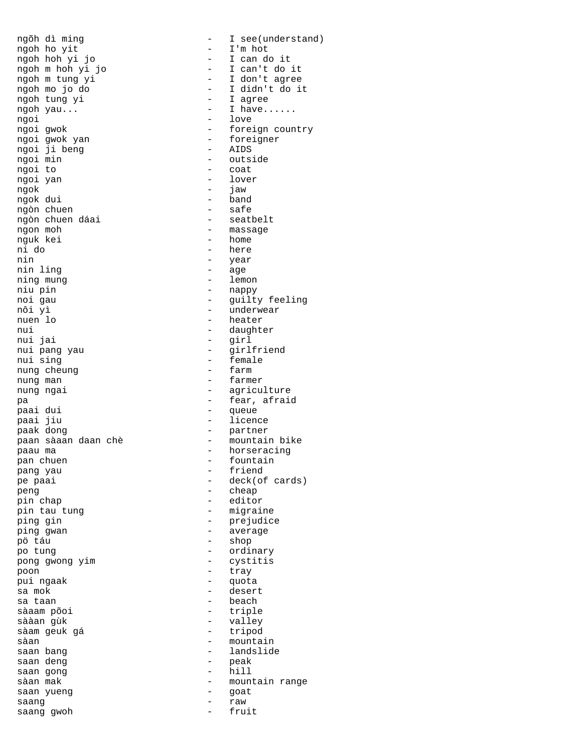```
ngõh dì ming                  -   I see(understand)
ngoh ho yit                   -   I'm hot
ngoh hoh yi jo                -   I can do it
ngoh m hoh yi jo              -   I can't do it
ngoh m tung yi                -   I don't agree
ngoh mo jo do                 -   I didn't do it
ngoh tung yi                  -   I agree
ngoh yau...                   -   I have......
ngoi                          -   love
ngoi gwok                     -   foreign country
ngoi gwok yan                 -   foreigner
ngoi ji beng                  -   AIDS
ngoi min                      -   outside
ngoi to                       -   coat
ngoi yan                      -   lover
ngok                          -   jaw
ngok dui                      -   band
ngòn chuen                    -   safe
ngòn chuen dáai               -   seatbelt
ngon moh                      -   massage
nguk kei                      -   home
ni do                         -   here
nin                           -   year
nin ling                      -   age
ning mung                     -   lemon
niu pin                       -   nappy
noi gau                       -   guilty feeling
nôi yì                        -   underwear
nuen lo                       -   heater
nui                           -   daughter
nui jai                       -   girl
nui pang yau                  -   girlfriend
nui sing                      -   female
nung cheung                   -   farm
nung man                      -   farmer
nung ngai                     -   agriculture
pa                            -   fear, afraid
paai dui                      -   queue
paai jiu                      -   licence
paak dong                     -   partner
paan sàaan daan chè           -   mountain bike
paau ma                       -   horseracing
pan chuen                     -   fountain
pang yau                      -   friend
pe paai                       -   deck(of cards)
peng                          -   cheap
pin chap                      -   editor
pin tau tung                  -   migraine
ping gin                      -   prejudice
ping gwan                     -   average
pö táu                        -   shop
po tung                       -   ordinary
pong gwong yim                -   cystitis
poon                          -   tray
pui ngaak                     -   quota
sa mok                        -   desert
sa taan                       -   beach
sàaam põoi                    -   triple
sààan gùk                     -   valley
sàam geuk gá                  -   tripod
sàan                          -   mountain
saan bang                     -   landslide
saan deng                     -   peak
saan gong                     -   hill
sàan mak                      -   mountain range
saan yueng                    -   goat
saang                         -   raw
saang gwoh                    -   fruit
```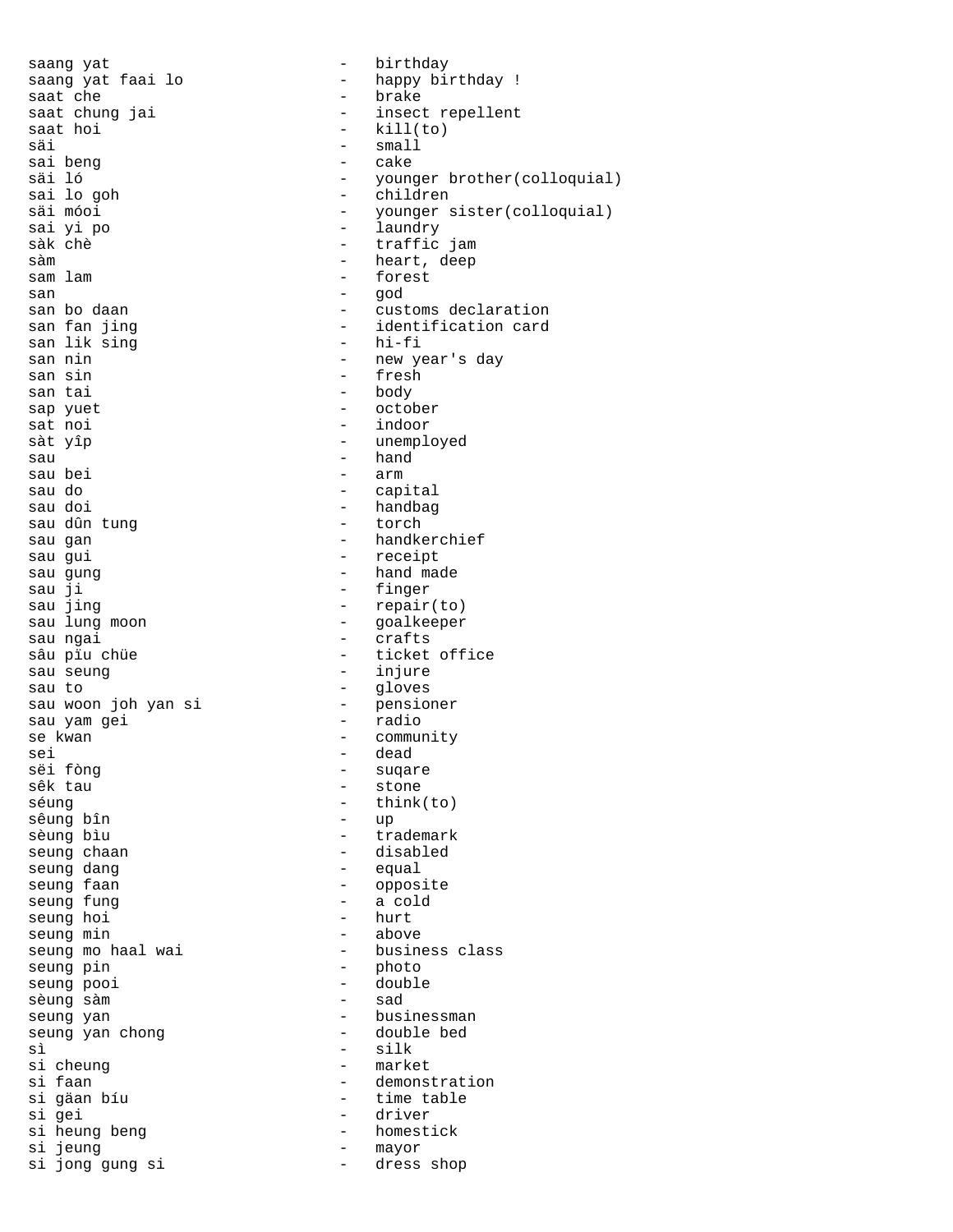saang yat - birthday
saang yat faai lo - happy birthday !
saat che - brake
saat chung jai - insect repellent
saat hoi - kill(to)
säi - small
sai beng - cake
säi ló - younger brother(colloquial)
sai lo goh - children
säi móoi - younger sister(colloquial)
sai yi po - laundry
sàk chè - traffic jam
sàm - heart, deep
sam lam - forest
san - god
san bo daan - customs declaration
san fan jing - identification card
san lik sing - hi-fi
san nin - new year's day
san sin - fresh
san tai - body
sap yuet - october
sat noi - indoor
sàt yîp - unemployed
sau - hand
sau bei - arm
sau do - capital
sau doi - handbag
sau dûn tung - torch
sau gan - handkerchief
sau gui - receipt
sau gung - hand made
sau ji - finger
sau jing - repair(to)
sau lung moon - goalkeeper
sau ngai - crafts
sâu pïu chüe - ticket office
sau seung - injure
sau to - gloves
sau woon joh yan si - pensioner
sau yam gei - radio
se kwan - community
sei - dead
sëi fòng - suqare
sêk tau - stone
séung - think(to)
sêung bîn - up
sèung bìu - trademark
seung chaan - disabled
seung dang - equal
seung faan - opposite
seung fung - a cold
seung hoi - hurt
seung min - above
seung mo haal wai - business class
seung pin - photo
seung pooi - double
sèung sàm - sad
seung yan - businessman
seung yan chong - double bed
sì - silk
si cheung - market
si faan - demonstration
si gäan bíu - time table
si gei - driver
si heung beng - homestick
si jeung - mayor
si jong gung si - dress shop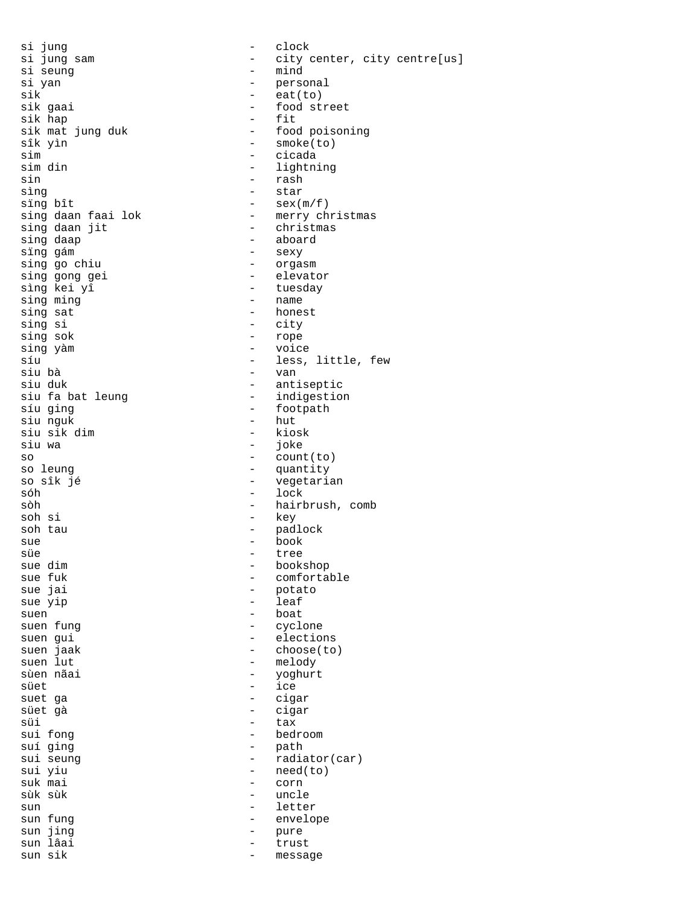```
si jung                          -   clock
si jung sam                      -   city center, city centre[us]
si seung                         -   mind
si yan                           -   personal
sik                              -   eat(to)
sik gaai                         -   food street
sik hap                          -   fit
sik mat jung duk                 -   food poisoning
sîk yìn                          -   smoke(to)
sim                              -   cicada
sim din                          -   lightning
sin                              -   rash
sìng                             -   star
sïng bît                         -   sex(m/f)
sing daan faai lok               -   merry christmas
sing daan jit                    -   christmas
sing daap                        -   aboard
sïng gám                         -   sexy
sing go chiu                     -   orgasm
sing gong gei                    -   elevator
sìng kei yî                      -   tuesday
sing ming                        -   name
sing sat                         -   honest
sing si                          -   city
sing sok                         -   rope
sing yàm                         -   voice
síu                              -   less, little, few
siu bà                           -   van
siu duk                          -   antiseptic
siu fa bat leung                 -   indigestion
síu ging                         -   footpath
siu nguk                         -   hut
siu sik dim                      -   kiosk
siu wa                           -   joke
so                               -   count(to)
so leung                         -   quantity
so sîk jé                        -   vegetarian
sóh                              -   lock
sòh                              -   hairbrush, comb
soh si                           -   key
soh tau                          -   padlock
sue                              -   book
süe                              -   tree
sue dim                          -   bookshop
sue fuk                          -   comfortable
sue jai                          -   potato
sue yip                          -   leaf
suen                             -   boat
suen fung                        -   cyclone
suen gui                         -   elections
suen jaak                        -   choose(to)
suen lut                         -   melody
sùen nãai                        -   yoghurt
süet                             -   ice
suet ga                          -   cigar
süet gà                          -   cigar
süi                              -   tax
sui fong                         -   bedroom
suí ging                         -   path
sui seung                        -   radiator(car)
sui yiu                          -   need(to)
suk mai                          -   corn
sùk sùk                          -   uncle
sun                              -   letter
sun fung                         -   envelope
sun jing                         -   pure
sun lâai                         -   trust
sun sik                          -   message
```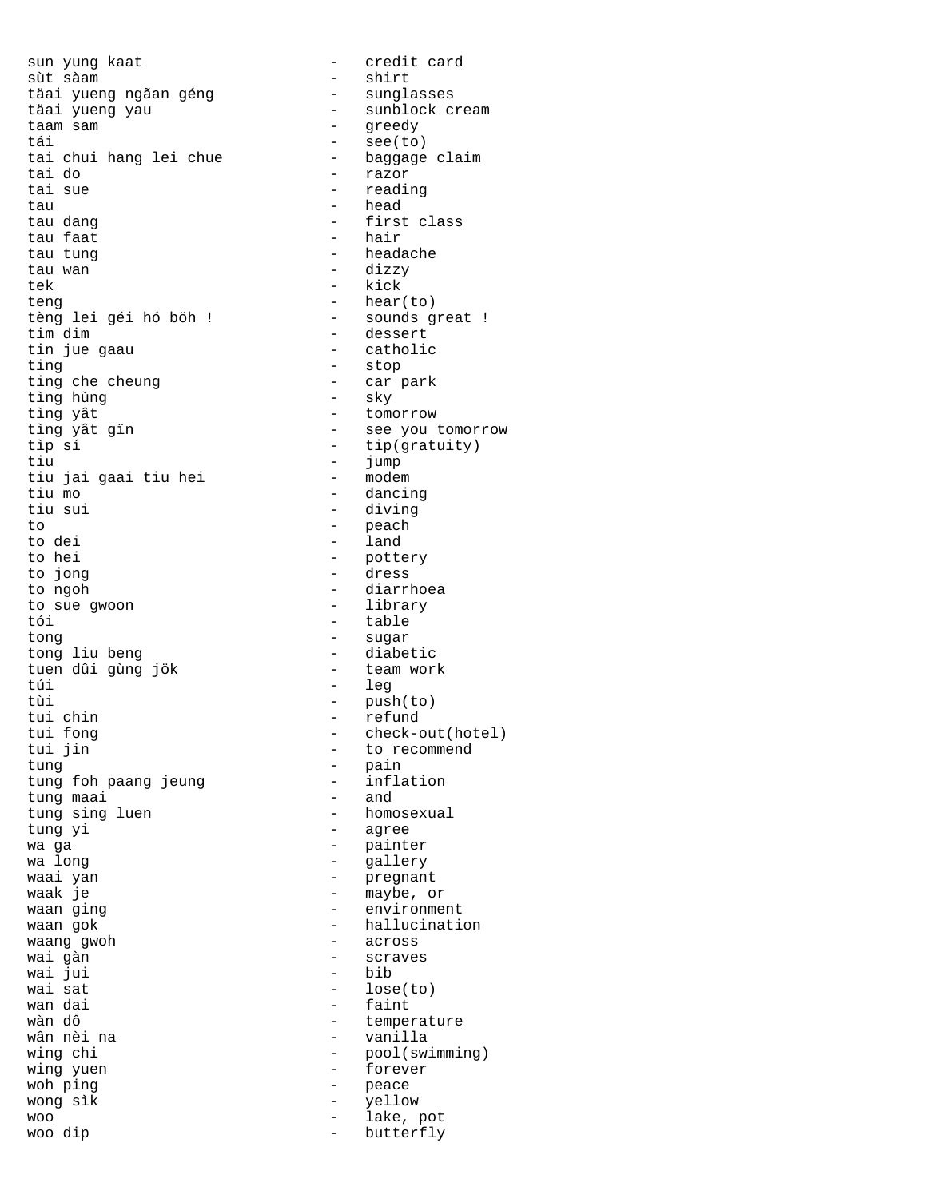```
sun yung kaat                  -   credit card
sùt sàam                       -   shirt
täai yueng ngãan géng          -   sunglasses
täai yueng yau                 -   sunblock cream
taam sam                       -   greedy
tái                            -   see(to)
tai chui hang lei chue         -   baggage claim
tai do                         -   razor
tai sue                        -   reading
tau                            -   head
tau dang                       -   first class
tau faat                       -   hair
tau tung                       -   headache
tau wan                        -   dizzy
tek                            -   kick
teng                           -   hear(to)
tèng lei géi hó böh !          -   sounds great !
tim dim                        -   dessert
tin jue gaau                   -   catholic
ting                           -   stop
ting che cheung                -   car park
tìng hùng                      -   sky
tìng yât                       -   tomorrow
tìng yât gïn                   -   see you tomorrow
tìp sí                         -   tip(gratuity)
tiu                            -   jump
tiu jai gaai tiu hei           -   modem
tiu mo                         -   dancing
tiu sui                        -   diving
to                             -   peach
to dei                         -   land
to hei                         -   pottery
to jong                        -   dress
to ngoh                        -   diarrhoea
to sue gwoon                   -   library
tói                            -   table
tong                           -   sugar
tong liu beng                  -   diabetic
tuen dûi gùng jök              -   team work
túi                            -   leg
tùi                            -   push(to)
tui chin                       -   refund
tui fong                       -   check-out(hotel)
tui jin                        -   to recommend
tung                           -   pain
tung foh paang jeung           -   inflation
tung maai                      -   and
tung sing luen                 -   homosexual
tung yi                        -   agree
wa ga                          -   painter
wa long                        -   gallery
waai yan                       -   pregnant
waak je                        -   maybe, or
waan ging                      -   environment
waan gok                       -   hallucination
waang gwoh                     -   across
wai gàn                        -   scraves
wai jui                        -   bib
wai sat                        -   lose(to)
wan dai                        -   faint
wàn dô                         -   temperature
wân nèi na                     -   vanilla
wing chi                       -   pool(swimming)
wing yuen                      -   forever
woh ping                       -   peace
wong sìk                       -   yellow
woo                            -   lake, pot
woo dip                        -   butterfly
```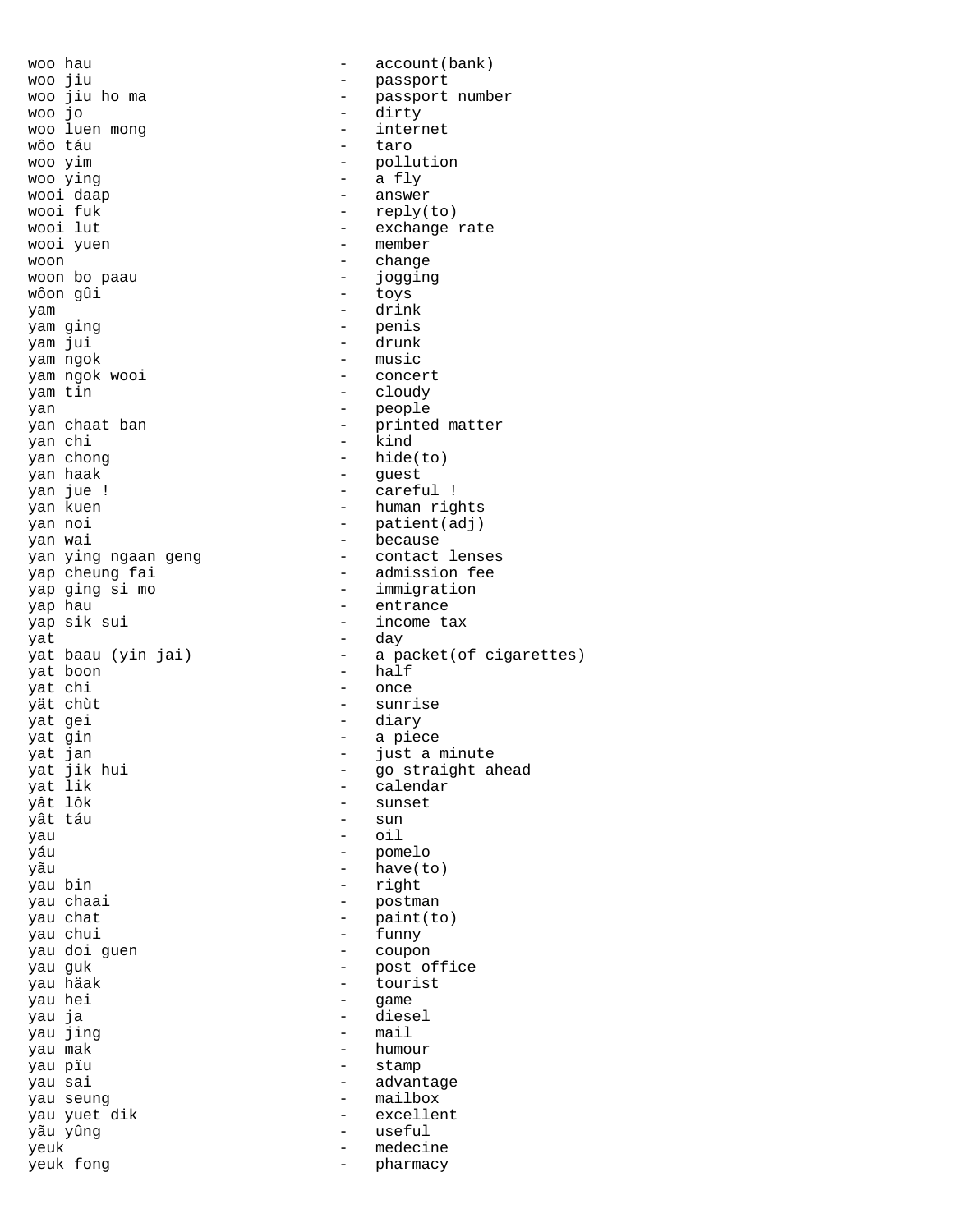woo hau - account(bank)
woo jiu - passport
woo jiu ho ma - passport number
woo jo - dirty
woo luen mong - internet
wôo táu - taro
woo yim - pollution
woo ying - a fly
wooi daap - answer
wooi fuk - reply(to)
wooi lut - exchange rate
wooi yuen - member
woon - change
woon bo paau - jogging
wôon gûi - toys
yam - drink
yam ging - penis
yam jui - drunk
yam ngok - music
yam ngok wooi - concert
yam tin - cloudy
yan - people
yan chaat ban - printed matter
yan chi - kind
yan chong - hide(to)
yan haak - guest
yan jue ! - careful !
yan kuen - human rights
yan noi - patient(adj)
yan wai - because
yan ying ngaan geng - contact lenses
yap cheung fai - admission fee
yap ging si mo - immigration
yap hau - entrance
yap sik sui - income tax
yat - day
yat baau (yin jai) - a packet(of cigarettes)
yat boon - half
yat chi - once
yät chùt - sunrise
yat gei - diary
yat gin - a piece
yat jan - just a minute
yat jik hui - go straight ahead
yat lik - calendar
yât lôk - sunset
yât táu - sun
yau - oil
yáu - pomelo
yãu - have(to)
yau bin - right
yau chaai - postman
yau chat - paint(to)
yau chui - funny
yau doi guen - coupon
yau guk - post office
yau häak - tourist
yau hei - game
yau ja - diesel
yau jing - mail
yau mak - humour
yau pïu - stamp
yau sai - advantage
yau seung - mailbox
yau yuet dik - excellent
yãu yûng - useful
yeuk - medecine
yeuk fong - pharmacy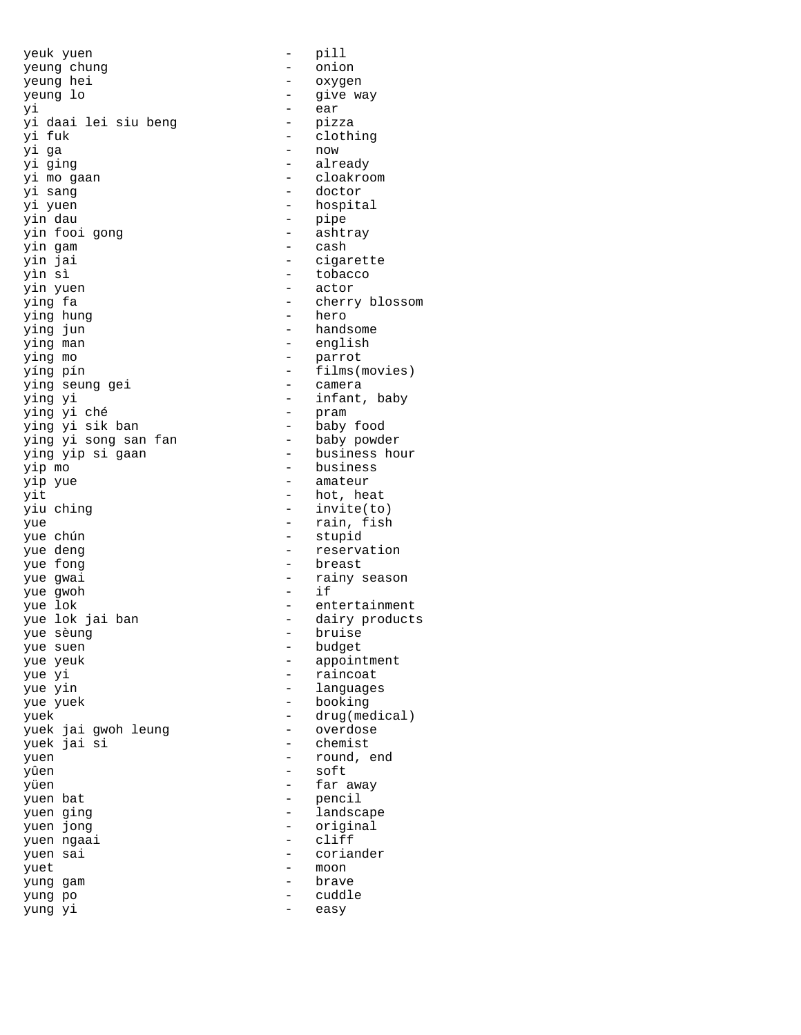| | | |
|---|---|---|
| yeuk yuen | - | pill |
| yeung chung | - | onion |
| yeung hei | - | oxygen |
| yeung lo | - | give way |
| yi | - | ear |
| yi daai lei siu beng | - | pizza |
| yi fuk | - | clothing |
| yi ga | - | now |
| yi ging | - | already |
| yi mo gaan | - | cloakroom |
| yi sang | - | doctor |
| yi yuen | - | hospital |
| yin dau | - | pipe |
| yin fooi gong | - | ashtray |
| yin gam | - | cash |
| yin jai | - | cigarette |
| yìn sì | - | tobacco |
| yin yuen | - | actor |
| ying fa | - | cherry blossom |
| ying hung | - | hero |
| ying jun | - | handsome |
| ying man | - | english |
| ying mo | - | parrot |
| yíng pín | - | films(movies) |
| ying seung gei | - | camera |
| ying yi | - | infant, baby |
| ying yi ché | - | pram |
| ying yi sik ban | - | baby food |
| ying yi song san fan | - | baby powder |
| ying yip si gaan | - | business hour |
| yip mo | - | business |
| yip yue | - | amateur |
| yit | - | hot, heat |
| yiu ching | - | invite(to) |
| yue | - | rain, fish |
| yue chún | - | stupid |
| yue deng | - | reservation |
| yue fong | - | breast |
| yue gwai | - | rainy season |
| yue gwoh | - | if |
| yue lok | - | entertainment |
| yue lok jai ban | - | dairy products |
| yue sèung | - | bruise |
| yue suen | - | budget |
| yue yeuk | - | appointment |
| yue yi | - | raincoat |
| yue yin | - | languages |
| yue yuek | - | booking |
| yuek | - | drug(medical) |
| yuek jai gwoh leung | - | overdose |
| yuek jai si | - | chemist |
| yuen | - | round, end |
| yûen | - | soft |
| yüen | - | far away |
| yuen bat | - | pencil |
| yuen ging | - | landscape |
| yuen jong | - | original |
| yuen ngaai | - | cliff |
| yuen sai | - | coriander |
| yuet | - | moon |
| yung gam | - | brave |
| yung po | - | cuddle |
| yung yi | - | easy |